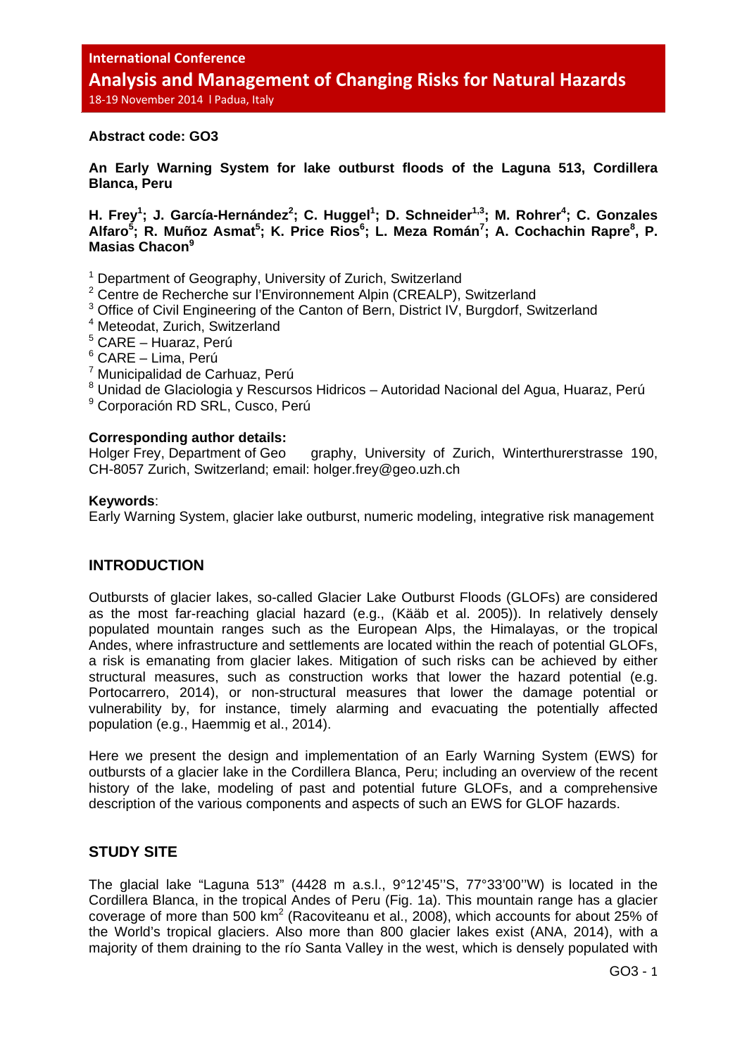International Conference

**Analysis and Management of Changing Risks for Natural Hazards**

18-19 November 2014 l Padua, Italy

**Abstract code: GO3**

# An Early Warning System for lake outburst floods of the Laguna 513, Cordillera Blanca, Peru

**H. Frey[1]; J. García-Hernández[2]; C. Huggel[1]; D. Schneider[1,3]; M. Rohrer[4]; C. Gonzales Alfaro[5]; R. Muñoz Asmat[5]; K. Price Rios[6]; L. Meza Román[7]; A. Cochachin Rapre[8], P. Masias Chacon[9]**

[1] Department of Geography, University of Zurich, Switzerland
[2] Centre de Recherche sur l'Environnement Alpin (CREALP), Switzerland
[3] Office of Civil Engineering of the Canton of Bern, District IV, Burgdorf, Switzerland
[4] Meteodat, Zurich, Switzerland
[5] CARE – Huaraz, Perú
[6] CARE – Lima, Perú
[7] Municipalidad de Carhuaz, Perú
[8] Unidad de Glaciologia y Rescursos Hidricos – Autoridad Nacional del Agua, Huaraz, Perú
[9] Corporación RD SRL, Cusco, Perú

**Corresponding author details:**
Holger Frey, Department of Geography, University of Zurich, Winterthurerstrasse 190, CH-8057 Zurich, Switzerland; email: holger.frey@geo.uzh.ch

**Keywords**:
Early Warning System, glacier lake outburst, numeric modeling, integrative risk management

## INTRODUCTION

Outbursts of glacier lakes, so-called Glacier Lake Outburst Floods (GLOFs) are considered as the most far-reaching glacial hazard (e.g., (Kääb et al. 2005)). In relatively densely populated mountain ranges such as the European Alps, the Himalayas, or the tropical Andes, where infrastructure and settlements are located within the reach of potential GLOFs, a risk is emanating from glacier lakes. Mitigation of such risks can be achieved by either structural measures, such as construction works that lower the hazard potential (e.g. Portocarrero, 2014), or non-structural measures that lower the damage potential or vulnerability by, for instance, timely alarming and evacuating the potentially affected population (e.g., Haemmig et al., 2014).

Here we present the design and implementation of an Early Warning System (EWS) for outbursts of a glacier lake in the Cordillera Blanca, Peru; including an overview of the recent history of the lake, modeling of past and potential future GLOFs, and a comprehensive description of the various components and aspects of such an EWS for GLOF hazards.

## STUDY SITE

The glacial lake "Laguna 513" (4428 m a.s.l., 9°12'45''S, 77°33'00''W) is located in the Cordillera Blanca, in the tropical Andes of Peru (Fig. 1a). This mountain range has a glacier coverage of more than 500 km$^2$ (Racoviteanu et al., 2008), which accounts for about 25% of the World's tropical glaciers. Also more than 800 glacier lakes exist (ANA, 2014), with a majority of them draining to the río Santa Valley in the west, which is densely populated with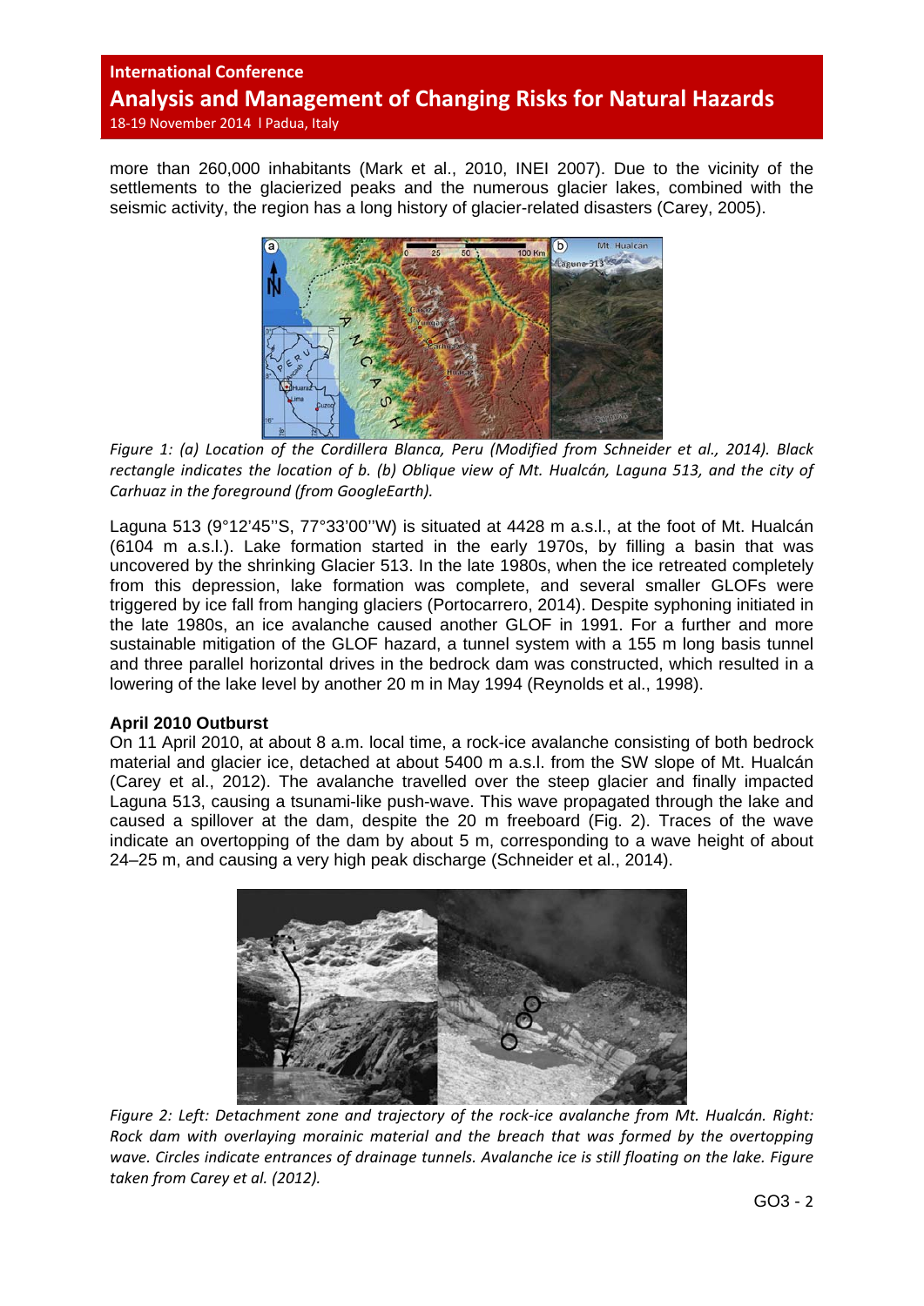more than 260,000 inhabitants (Mark et al., 2010, INEI 2007). Due to the vicinity of the settlements to the glacierized peaks and the numerous glacier lakes, combined with the seismic activity, the region has a long history of glacier-related disasters (Carey, 2005).

*Figure 1: (a) Location of the Cordillera Blanca, Peru (Modified from Schneider et al., 2014). Black rectangle indicates the location of b. (b) Oblique view of Mt. Hualcán, Laguna 513, and the city of Carhuaz in the foreground (from GoogleEarth).*

Laguna 513 (9°12'45''S, 77°33'00''W) is situated at 4428 m a.s.l., at the foot of Mt. Hualcán (6104 m a.s.l.). Lake formation started in the early 1970s, by filling a basin that was uncovered by the shrinking Glacier 513. In the late 1980s, when the ice retreated completely from this depression, lake formation was complete, and several smaller GLOFs were triggered by ice fall from hanging glaciers (Portocarrero, 2014). Despite syphoning initiated in the late 1980s, an ice avalanche caused another GLOF in 1991. For a further and more sustainable mitigation of the GLOF hazard, a tunnel system with a 155 m long basis tunnel and three parallel horizontal drives in the bedrock dam was constructed, which resulted in a lowering of the lake level by another 20 m in May 1994 (Reynolds et al., 1998).

**April 2010 Outburst**

On 11 April 2010, at about 8 a.m. local time, a rock-ice avalanche consisting of both bedrock material and glacier ice, detached at about 5400 m a.s.l. from the SW slope of Mt. Hualcán (Carey et al., 2012). The avalanche travelled over the steep glacier and finally impacted Laguna 513, causing a tsunami-like push-wave. This wave propagated through the lake and caused a spillover at the dam, despite the 20 m freeboard (Fig. 2). Traces of the wave indicate an overtopping of the dam by about 5 m, corresponding to a wave height of about 24–25 m, and causing a very high peak discharge (Schneider et al., 2014).

*Figure 2: Left: Detachment zone and trajectory of the rock-ice avalanche from Mt. Hualcán. Right: Rock dam with overlaying morainic material and the breach that was formed by the overtopping wave. Circles indicate entrances of drainage tunnels. Avalanche ice is still floating on the lake. Figure taken from Carey et al. (2012).*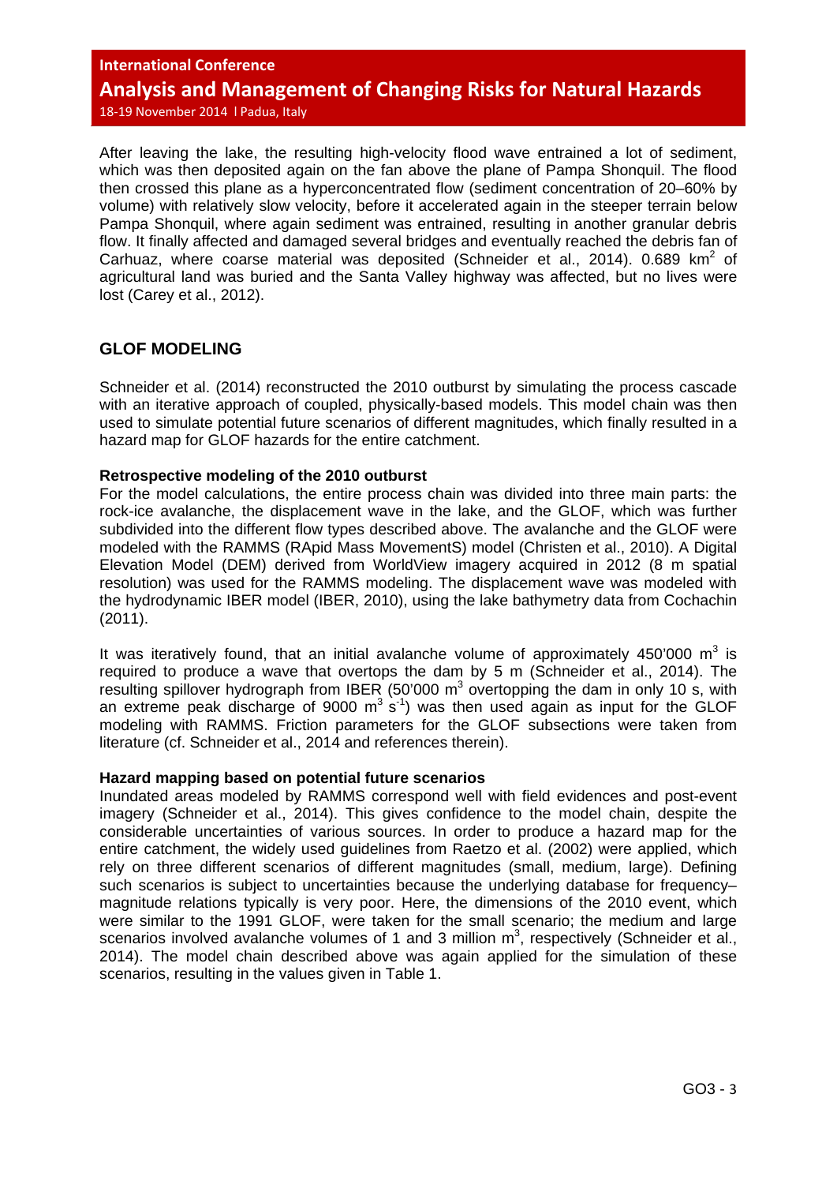After leaving the lake, the resulting high-velocity flood wave entrained a lot of sediment, which was then deposited again on the fan above the plane of Pampa Shonquil. The flood then crossed this plane as a hyperconcentrated flow (sediment concentration of 20–60% by volume) with relatively slow velocity, before it accelerated again in the steeper terrain below Pampa Shonquil, where again sediment was entrained, resulting in another granular debris flow. It finally affected and damaged several bridges and eventually reached the debris fan of Carhuaz, where coarse material was deposited (Schneider et al., 2014). 0.689 $km^2$ of agricultural land was buried and the Santa Valley highway was affected, but no lives were lost (Carey et al., 2012).

## GLOF MODELING

Schneider et al. (2014) reconstructed the 2010 outburst by simulating the process cascade with an iterative approach of coupled, physically-based models. This model chain was then used to simulate potential future scenarios of different magnitudes, which finally resulted in a hazard map for GLOF hazards for the entire catchment.

### Retrospective modeling of the 2010 outburst

For the model calculations, the entire process chain was divided into three main parts: the rock-ice avalanche, the displacement wave in the lake, and the GLOF, which was further subdivided into the different flow types described above. The avalanche and the GLOF were modeled with the RAMMS (RApid Mass MovementS) model (Christen et al., 2010). A Digital Elevation Model (DEM) derived from WorldView imagery acquired in 2012 (8 m spatial resolution) was used for the RAMMS modeling. The displacement wave was modeled with the hydrodynamic IBER model (IBER, 2010), using the lake bathymetry data from Cochachin (2011).

It was iteratively found, that an initial avalanche volume of approximately 450'000 $m^3$ is required to produce a wave that overtops the dam by 5 m (Schneider et al., 2014). The resulting spillover hydrograph from IBER (50'000 $m^3$ overtopping the dam in only 10 s, with an extreme peak discharge of 9000 $m^3\ s^{-1}$) was then used again as input for the GLOF modeling with RAMMS. Friction parameters for the GLOF subsections were taken from literature (cf. Schneider et al., 2014 and references therein).

### Hazard mapping based on potential future scenarios

Inundated areas modeled by RAMMS correspond well with field evidences and post-event imagery (Schneider et al., 2014). This gives confidence to the model chain, despite the considerable uncertainties of various sources. In order to produce a hazard map for the entire catchment, the widely used guidelines from Raetzo et al. (2002) were applied, which rely on three different scenarios of different magnitudes (small, medium, large). Defining such scenarios is subject to uncertainties because the underlying database for frequency–magnitude relations typically is very poor. Here, the dimensions of the 2010 event, which were similar to the 1991 GLOF, were taken for the small scenario; the medium and large scenarios involved avalanche volumes of 1 and 3 million $m^3$, respectively (Schneider et al., 2014). The model chain described above was again applied for the simulation of these scenarios, resulting in the values given in Table 1.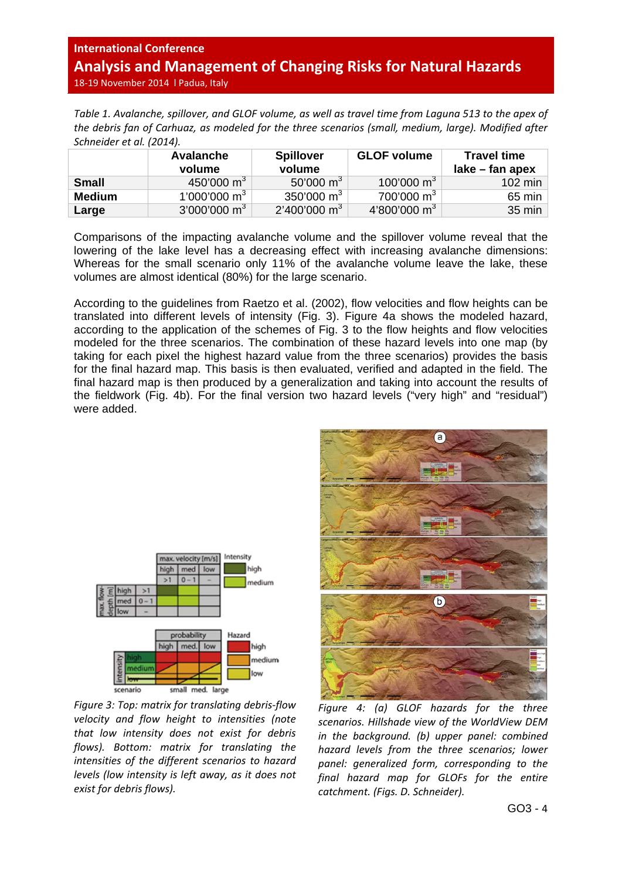*Table 1. Avalanche, spillover, and GLOF volume, as well as travel time from Laguna 513 to the apex of the debris fan of Carhuaz, as modeled for the three scenarios (small, medium, large). Modified after Schneider et al. (2014).*

| | Avalanche volume | Spillover volume | GLOF volume | Travel time lake – fan apex |
|---|---|---|---|---|
| **Small** | 450'000 $m^3$ | 50'000 $m^3$ | 100'000 $m^3$ | 102 min |
| **Medium** | 1'000'000 $m^3$ | 350'000 $m^3$ | 700'000 $m^3$ | 65 min |
| **Large** | 3'000'000 $m^3$ | 2'400'000 $m^3$ | 4'800'000 $m^3$ | 35 min |

Comparisons of the impacting avalanche volume and the spillover volume reveal that the lowering of the lake level has a decreasing effect with increasing avalanche dimensions: Whereas for the small scenario only 11% of the avalanche volume leave the lake, these volumes are almost identical (80%) for the large scenario.

According to the guidelines from Raetzo et al. (2002), flow velocities and flow heights can be translated into different levels of intensity (Fig. 3). Figure 4a shows the modeled hazard, according to the application of the schemes of Fig. 3 to the flow heights and flow velocities modeled for the three scenarios. The combination of these hazard levels into one map (by taking for each pixel the highest hazard value from the three scenarios) provides the basis for the final hazard map. This basis is then evaluated, verified and adapted in the field. The final hazard map is then produced by a generalization and taking into account the results of the fieldwork (Fig. 4b). For the final version two hazard levels ("very high" and "residual") were added.

*Figure 3: Top: matrix for translating debris-flow velocity and flow height to intensities (note that low intensity does not exist for debris flows). Bottom: matrix for translating the intensities of the different scenarios to hazard levels (low intensity is left away, as it does not exist for debris flows).*

*Figure 4: (a) GLOF hazards for the three scenarios. Hillshade view of the WorldView DEM in the background. (b) upper panel: combined hazard levels from the three scenarios; lower panel: generalized form, corresponding to the final hazard map for GLOFs for the entire catchment. (Figs. D. Schneider).*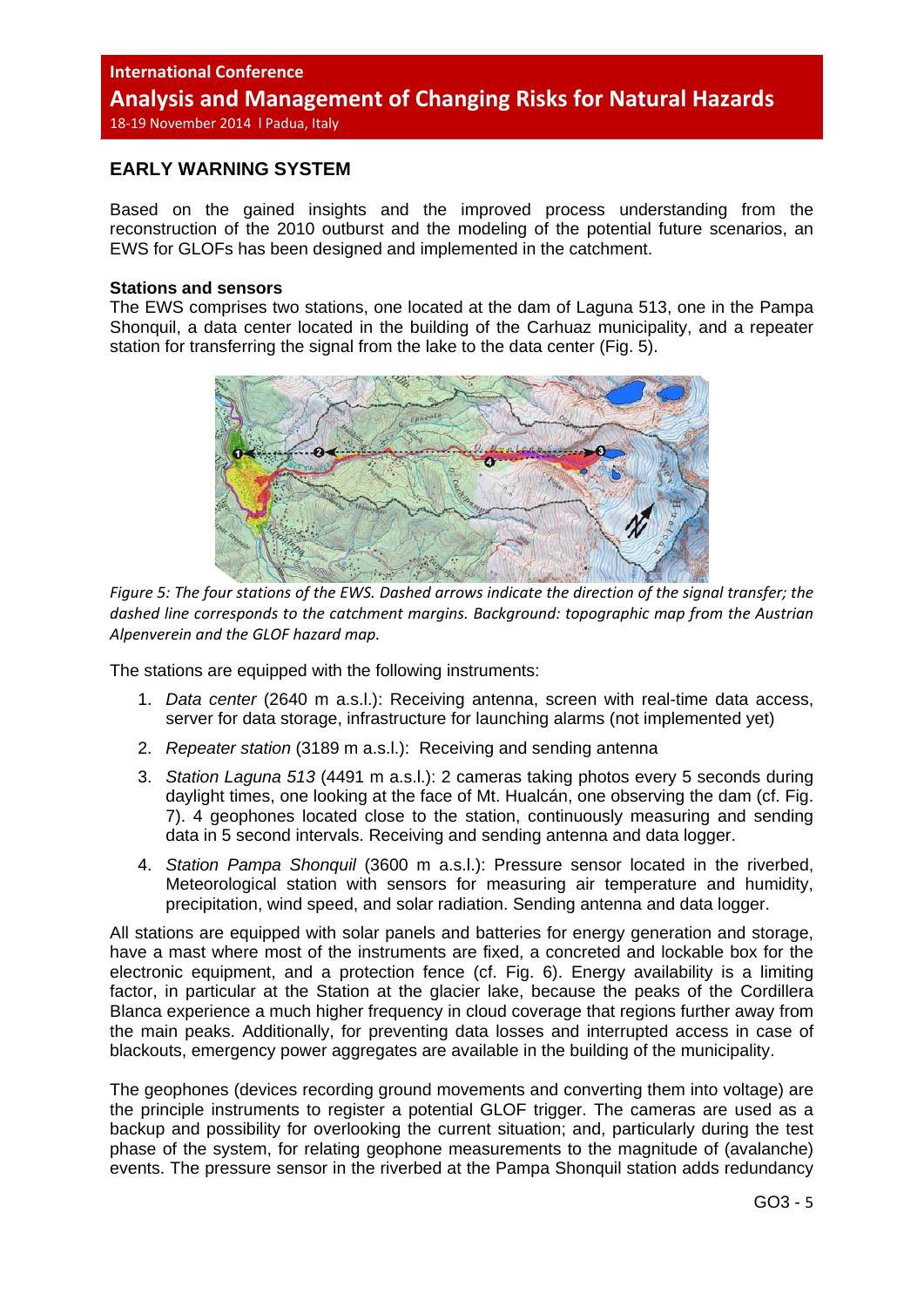## EARLY WARNING SYSTEM

Based on the gained insights and the improved process understanding from the reconstruction of the 2010 outburst and the modeling of the potential future scenarios, an EWS for GLOFs has been designed and implemented in the catchment.

### Stations and sensors

The EWS comprises two stations, one located at the dam of Laguna 513, one in the Pampa Shonquil, a data center located in the building of the Carhuaz municipality, and a repeater station for transferring the signal from the lake to the data center (Fig. 5).

*Figure 5: The four stations of the EWS. Dashed arrows indicate the direction of the signal transfer; the dashed line corresponds to the catchment margins. Background: topographic map from the Austrian Alpenverein and the GLOF hazard map.*

The stations are equipped with the following instruments:

1. *Data center* (2640 m a.s.l.): Receiving antenna, screen with real-time data access, server for data storage, infrastructure for launching alarms (not implemented yet)
2. *Repeater station* (3189 m a.s.l.): Receiving and sending antenna
3. *Station Laguna 513* (4491 m a.s.l.): 2 cameras taking photos every 5 seconds during daylight times, one looking at the face of Mt. Hualcán, one observing the dam (cf. Fig. 7). 4 geophones located close to the station, continuously measuring and sending data in 5 second intervals. Receiving and sending antenna and data logger.
4. *Station Pampa Shonquil* (3600 m a.s.l.): Pressure sensor located in the riverbed, Meteorological station with sensors for measuring air temperature and humidity, precipitation, wind speed, and solar radiation. Sending antenna and data logger.

All stations are equipped with solar panels and batteries for energy generation and storage, have a mast where most of the instruments are fixed, a concreted and lockable box for the electronic equipment, and a protection fence (cf. Fig. 6). Energy availability is a limiting factor, in particular at the Station at the glacier lake, because the peaks of the Cordillera Blanca experience a much higher frequency in cloud coverage that regions further away from the main peaks. Additionally, for preventing data losses and interrupted access in case of blackouts, emergency power aggregates are available in the building of the municipality.

The geophones (devices recording ground movements and converting them into voltage) are the principle instruments to register a potential GLOF trigger. The cameras are used as a backup and possibility for overlooking the current situation; and, particularly during the test phase of the system, for relating geophone measurements to the magnitude of (avalanche) events. The pressure sensor in the riverbed at the Pampa Shonquil station adds redundancy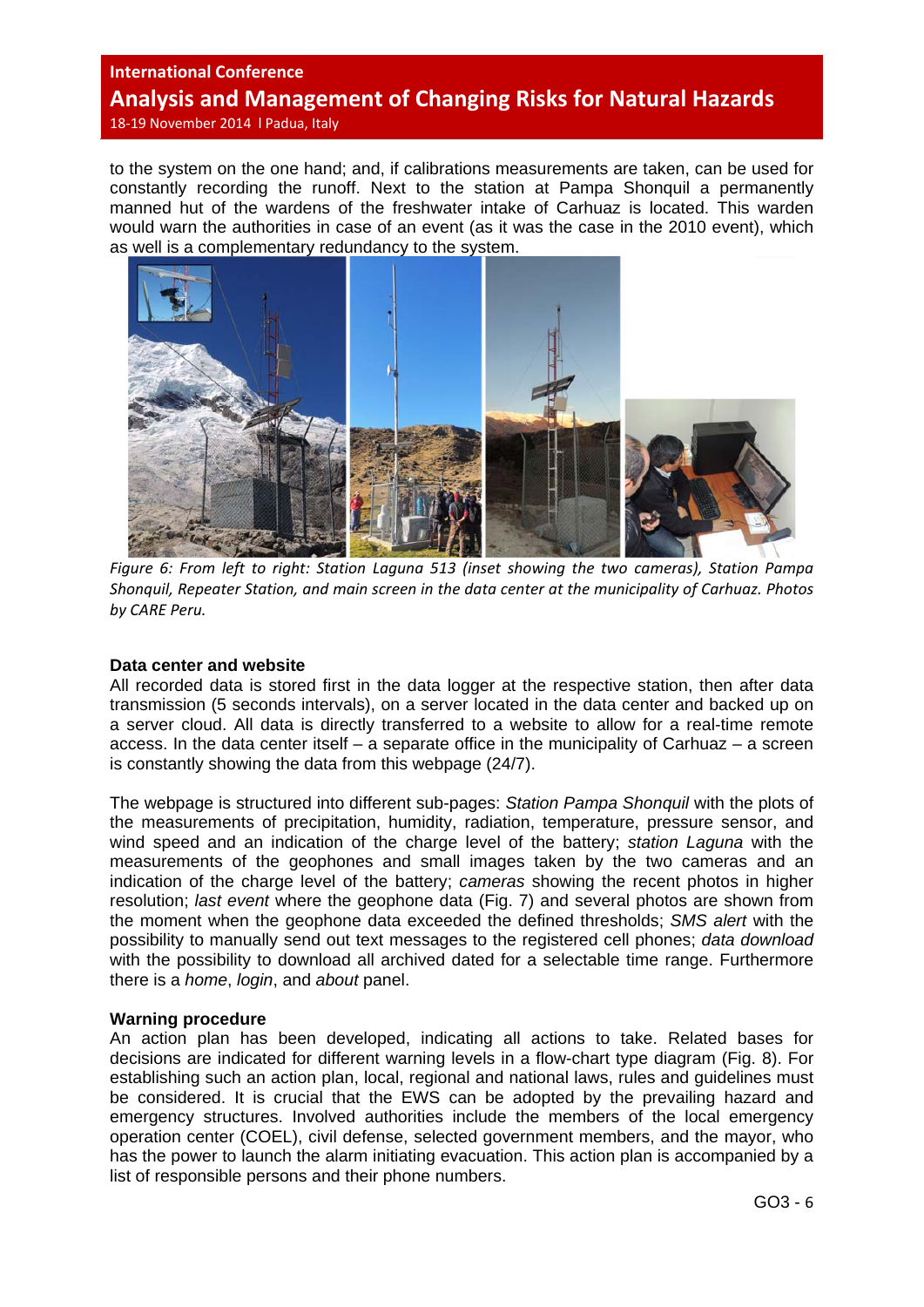to the system on the one hand; and, if calibrations measurements are taken, can be used for constantly recording the runoff. Next to the station at Pampa Shonquil a permanently manned hut of the wardens of the freshwater intake of Carhuaz is located. This warden would warn the authorities in case of an event (as it was the case in the 2010 event), which as well is a complementary redundancy to the system.

*Figure 6: From left to right: Station Laguna 513 (inset showing the two cameras), Station Pampa Shonquil, Repeater Station, and main screen in the data center at the municipality of Carhuaz. Photos by CARE Peru.*

**Data center and website**

All recorded data is stored first in the data logger at the respective station, then after data transmission (5 seconds intervals), on a server located in the data center and backed up on a server cloud. All data is directly transferred to a website to allow for a real-time remote access. In the data center itself – a separate office in the municipality of Carhuaz – a screen is constantly showing the data from this webpage (24/7).

The webpage is structured into different sub-pages: *Station Pampa Shonquil* with the plots of the measurements of precipitation, humidity, radiation, temperature, pressure sensor, and wind speed and an indication of the charge level of the battery; *station Laguna* with the measurements of the geophones and small images taken by the two cameras and an indication of the charge level of the battery; *cameras* showing the recent photos in higher resolution; *last event* where the geophone data (Fig. 7) and several photos are shown from the moment when the geophone data exceeded the defined thresholds; *SMS alert* with the possibility to manually send out text messages to the registered cell phones; *data download* with the possibility to download all archived dated for a selectable time range. Furthermore there is a *home*, *login*, and *about* panel.

**Warning procedure**

An action plan has been developed, indicating all actions to take. Related bases for decisions are indicated for different warning levels in a flow-chart type diagram (Fig. 8). For establishing such an action plan, local, regional and national laws, rules and guidelines must be considered. It is crucial that the EWS can be adopted by the prevailing hazard and emergency structures. Involved authorities include the members of the local emergency operation center (COEL), civil defense, selected government members, and the mayor, who has the power to launch the alarm initiating evacuation. This action plan is accompanied by a list of responsible persons and their phone numbers.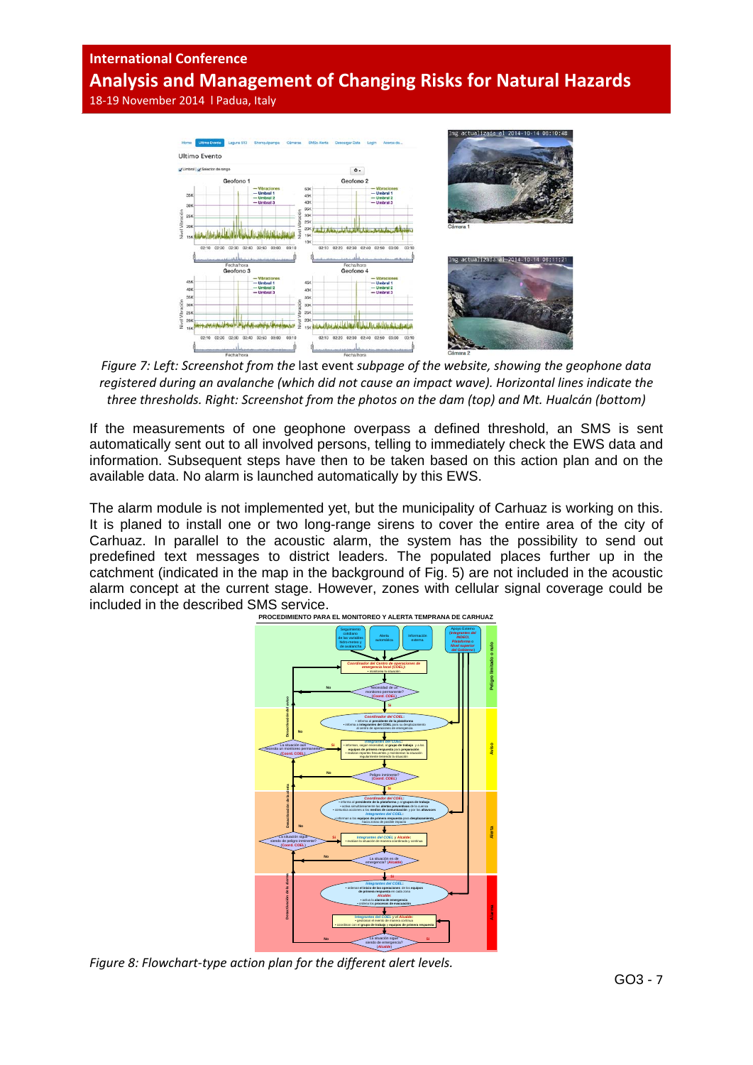*Figure 7: Left: Screenshot from the* last event *subpage of the website, showing the geophone data registered during an avalanche (which did not cause an impact wave). Horizontal lines indicate the three thresholds. Right: Screenshot from the photos on the dam (top) and Mt. Hualcán (bottom)*

If the measurements of one geophone overpass a defined threshold, an SMS is sent automatically sent out to all involved persons, telling to immediately check the EWS data and information. Subsequent steps have then to be taken based on this action plan and on the available data. No alarm is launched automatically by this EWS.

The alarm module is not implemented yet, but the municipality of Carhuaz is working on this. It is planed to install one or two long-range sirens to cover the entire area of the city of Carhuaz. In parallel to the acoustic alarm, the system has the possibility to send out predefined text messages to district leaders. The populated places further up in the catchment (indicated in the map in the background of Fig. 5) are not included in the acoustic alarm concept at the current stage. However, zones with cellular signal coverage could be included in the described SMS service.

*Figure 8: Flowchart-type action plan for the different alert levels.*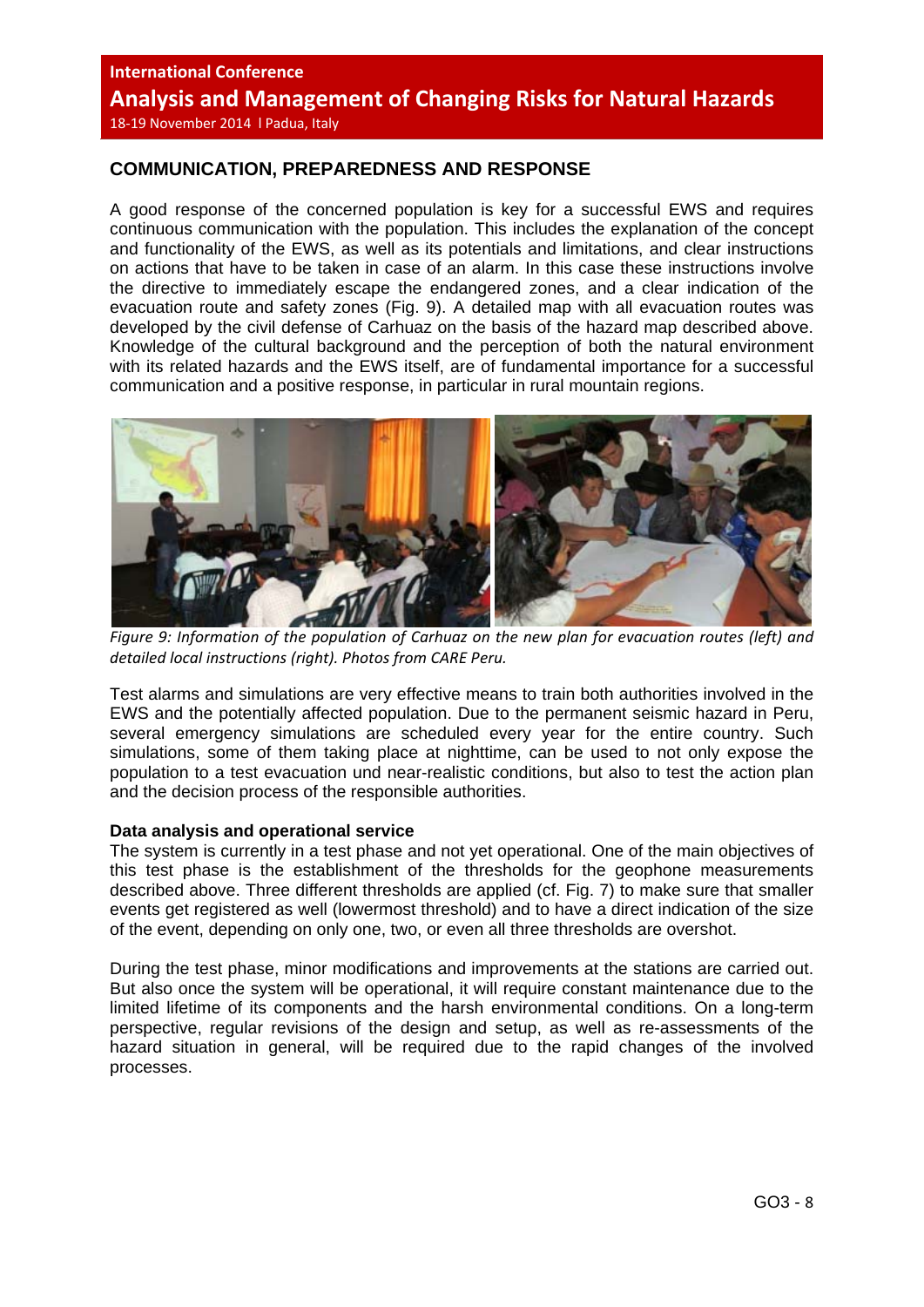## COMMUNICATION, PREPAREDNESS AND RESPONSE

A good response of the concerned population is key for a successful EWS and requires continuous communication with the population. This includes the explanation of the concept and functionality of the EWS, as well as its potentials and limitations, and clear instructions on actions that have to be taken in case of an alarm. In this case these instructions involve the directive to immediately escape the endangered zones, and a clear indication of the evacuation route and safety zones (Fig. 9). A detailed map with all evacuation routes was developed by the civil defense of Carhuaz on the basis of the hazard map described above. Knowledge of the cultural background and the perception of both the natural environment with its related hazards and the EWS itself, are of fundamental importance for a successful communication and a positive response, in particular in rural mountain regions.

*Figure 9: Information of the population of Carhuaz on the new plan for evacuation routes (left) and detailed local instructions (right). Photos from CARE Peru.*

Test alarms and simulations are very effective means to train both authorities involved in the EWS and the potentially affected population. Due to the permanent seismic hazard in Peru, several emergency simulations are scheduled every year for the entire country. Such simulations, some of them taking place at nighttime, can be used to not only expose the population to a test evacuation und near-realistic conditions, but also to test the action plan and the decision process of the responsible authorities.

**Data analysis and operational service**

The system is currently in a test phase and not yet operational. One of the main objectives of this test phase is the establishment of the thresholds for the geophone measurements described above. Three different thresholds are applied (cf. Fig. 7) to make sure that smaller events get registered as well (lowermost threshold) and to have a direct indication of the size of the event, depending on only one, two, or even all three thresholds are overshot.

During the test phase, minor modifications and improvements at the stations are carried out. But also once the system will be operational, it will require constant maintenance due to the limited lifetime of its components and the harsh environmental conditions. On a long-term perspective, regular revisions of the design and setup, as well as re-assessments of the hazard situation in general, will be required due to the rapid changes of the involved processes.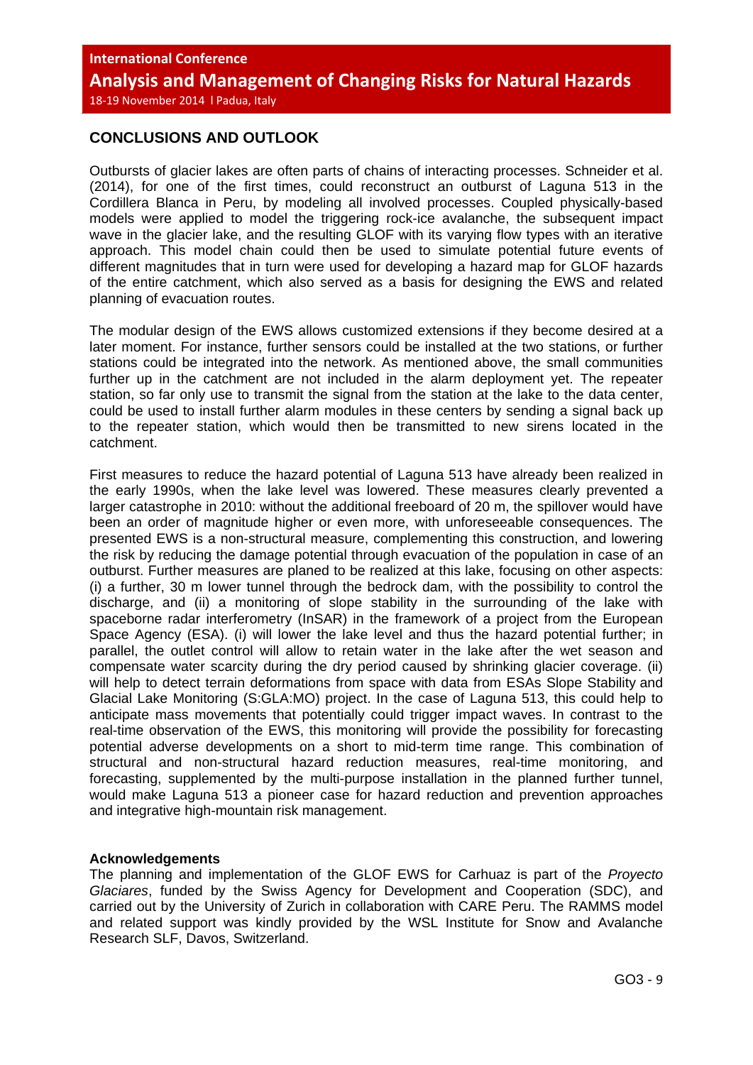## CONCLUSIONS AND OUTLOOK

Outbursts of glacier lakes are often parts of chains of interacting processes. Schneider et al. (2014), for one of the first times, could reconstruct an outburst of Laguna 513 in the Cordillera Blanca in Peru, by modeling all involved processes. Coupled physically-based models were applied to model the triggering rock-ice avalanche, the subsequent impact wave in the glacier lake, and the resulting GLOF with its varying flow types with an iterative approach. This model chain could then be used to simulate potential future events of different magnitudes that in turn were used for developing a hazard map for GLOF hazards of the entire catchment, which also served as a basis for designing the EWS and related planning of evacuation routes.

The modular design of the EWS allows customized extensions if they become desired at a later moment. For instance, further sensors could be installed at the two stations, or further stations could be integrated into the network. As mentioned above, the small communities further up in the catchment are not included in the alarm deployment yet. The repeater station, so far only use to transmit the signal from the station at the lake to the data center, could be used to install further alarm modules in these centers by sending a signal back up to the repeater station, which would then be transmitted to new sirens located in the catchment.

First measures to reduce the hazard potential of Laguna 513 have already been realized in the early 1990s, when the lake level was lowered. These measures clearly prevented a larger catastrophe in 2010: without the additional freeboard of 20 m, the spillover would have been an order of magnitude higher or even more, with unforeseeable consequences. The presented EWS is a non-structural measure, complementing this construction, and lowering the risk by reducing the damage potential through evacuation of the population in case of an outburst. Further measures are planed to be realized at this lake, focusing on other aspects: (i) a further, 30 m lower tunnel through the bedrock dam, with the possibility to control the discharge, and (ii) a monitoring of slope stability in the surrounding of the lake with spaceborne radar interferometry (InSAR) in the framework of a project from the European Space Agency (ESA). (i) will lower the lake level and thus the hazard potential further; in parallel, the outlet control will allow to retain water in the lake after the wet season and compensate water scarcity during the dry period caused by shrinking glacier coverage. (ii) will help to detect terrain deformations from space with data from ESAs Slope Stability and Glacial Lake Monitoring (S:GLA:MO) project. In the case of Laguna 513, this could help to anticipate mass movements that potentially could trigger impact waves. In contrast to the real-time observation of the EWS, this monitoring will provide the possibility for forecasting potential adverse developments on a short to mid-term time range. This combination of structural and non-structural hazard reduction measures, real-time monitoring, and forecasting, supplemented by the multi-purpose installation in the planned further tunnel, would make Laguna 513 a pioneer case for hazard reduction and prevention approaches and integrative high-mountain risk management.

**Acknowledgements**

The planning and implementation of the GLOF EWS for Carhuaz is part of the *Proyecto Glaciares*, funded by the Swiss Agency for Development and Cooperation (SDC), and carried out by the University of Zurich in collaboration with CARE Peru. The RAMMS model and related support was kindly provided by the WSL Institute for Snow and Avalanche Research SLF, Davos, Switzerland.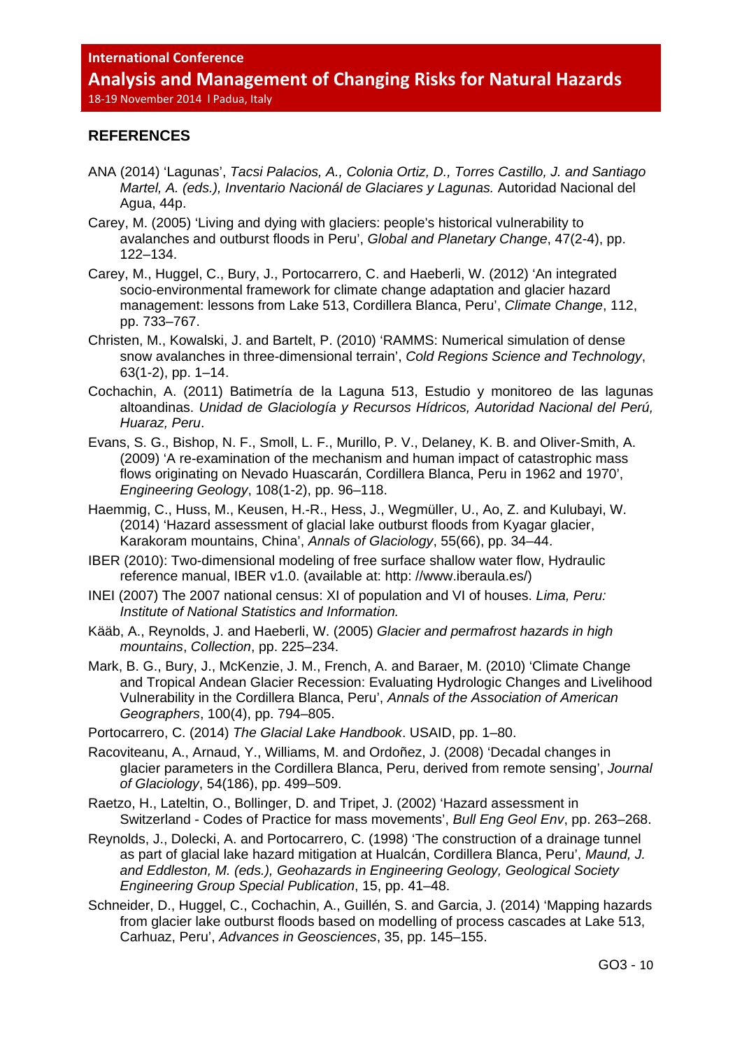## REFERENCES

ANA (2014) 'Lagunas', *Tacsi Palacios, A., Colonia Ortiz, D., Torres Castillo, J. and Santiago Martel, A. (eds.), Inventario Nacionál de Glaciares y Lagunas.* Autoridad Nacional del Agua, 44p.

Carey, M. (2005) 'Living and dying with glaciers: people's historical vulnerability to avalanches and outburst floods in Peru', *Global and Planetary Change*, 47(2-4), pp. 122–134.

Carey, M., Huggel, C., Bury, J., Portocarrero, C. and Haeberli, W. (2012) 'An integrated socio-environmental framework for climate change adaptation and glacier hazard management: lessons from Lake 513, Cordillera Blanca, Peru', *Climate Change*, 112, pp. 733–767.

Christen, M., Kowalski, J. and Bartelt, P. (2010) 'RAMMS: Numerical simulation of dense snow avalanches in three-dimensional terrain', *Cold Regions Science and Technology*, 63(1-2), pp. 1–14.

Cochachin, A. (2011) Batimetría de la Laguna 513, Estudio y monitoreo de las lagunas altoandinas. *Unidad de Glaciología y Recursos Hídricos, Autoridad Nacional del Perú, Huaraz, Peru*.

Evans, S. G., Bishop, N. F., Smoll, L. F., Murillo, P. V., Delaney, K. B. and Oliver-Smith, A. (2009) 'A re-examination of the mechanism and human impact of catastrophic mass flows originating on Nevado Huascarán, Cordillera Blanca, Peru in 1962 and 1970', *Engineering Geology*, 108(1-2), pp. 96–118.

Haemmig, C., Huss, M., Keusen, H.-R., Hess, J., Wegmüller, U., Ao, Z. and Kulubayi, W. (2014) 'Hazard assessment of glacial lake outburst floods from Kyagar glacier, Karakoram mountains, China', *Annals of Glaciology*, 55(66), pp. 34–44.

IBER (2010): Two-dimensional modeling of free surface shallow water flow, Hydraulic reference manual, IBER v1.0. (available at: http: //www.iberaula.es/)

INEI (2007) The 2007 national census: XI of population and VI of houses. *Lima, Peru: Institute of National Statistics and Information.*

Kääb, A., Reynolds, J. and Haeberli, W. (2005) *Glacier and permafrost hazards in high mountains*, *Collection*, pp. 225–234.

Mark, B. G., Bury, J., McKenzie, J. M., French, A. and Baraer, M. (2010) 'Climate Change and Tropical Andean Glacier Recession: Evaluating Hydrologic Changes and Livelihood Vulnerability in the Cordillera Blanca, Peru', *Annals of the Association of American Geographers*, 100(4), pp. 794–805.

Portocarrero, C. (2014) *The Glacial Lake Handbook*. USAID, pp. 1–80.

Racoviteanu, A., Arnaud, Y., Williams, M. and Ordoñez, J. (2008) 'Decadal changes in glacier parameters in the Cordillera Blanca, Peru, derived from remote sensing', *Journal of Glaciology*, 54(186), pp. 499–509.

Raetzo, H., Lateltin, O., Bollinger, D. and Tripet, J. (2002) 'Hazard assessment in Switzerland - Codes of Practice for mass movements', *Bull Eng Geol Env*, pp. 263–268.

Reynolds, J., Dolecki, A. and Portocarrero, C. (1998) 'The construction of a drainage tunnel as part of glacial lake hazard mitigation at Hualcán, Cordillera Blanca, Peru', *Maund, J. and Eddleston, M. (eds.), Geohazards in Engineering Geology, Geological Society Engineering Group Special Publication*, 15, pp. 41–48.

Schneider, D., Huggel, C., Cochachin, A., Guillén, S. and Garcia, J. (2014) 'Mapping hazards from glacier lake outburst floods based on modelling of process cascades at Lake 513, Carhuaz, Peru', *Advances in Geosciences*, 35, pp. 145–155.